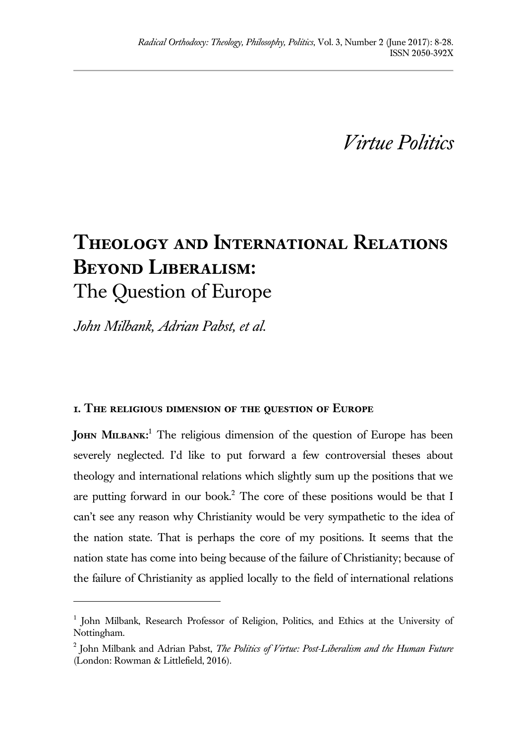*Virtue Politics*

# Theology and International Relations Beyond Liberalism:
## The Question of Europe

*John Milbank, Adrian Pabst, et al.*

### 1. The religious dimension of the question of Europe

**John Milbank:**[1] The religious dimension of the question of Europe has been severely neglected. I'd like to put forward a few controversial theses about theology and international relations which slightly sum up the positions that we are putting forward in our book.[2] The core of these positions would be that I can't see any reason why Christianity would be very sympathetic to the idea of the nation state. That is perhaps the core of my positions. It seems that the nation state has come into being because of the failure of Christianity; because of the failure of Christianity as applied locally to the field of international relations

---

[1] John Milbank, Research Professor of Religion, Politics, and Ethics at the University of Nottingham.

[2] John Milbank and Adrian Pabst, *The Politics of Virtue: Post-Liberalism and the Human Future* (London: Rowman & Littlefield, 2016).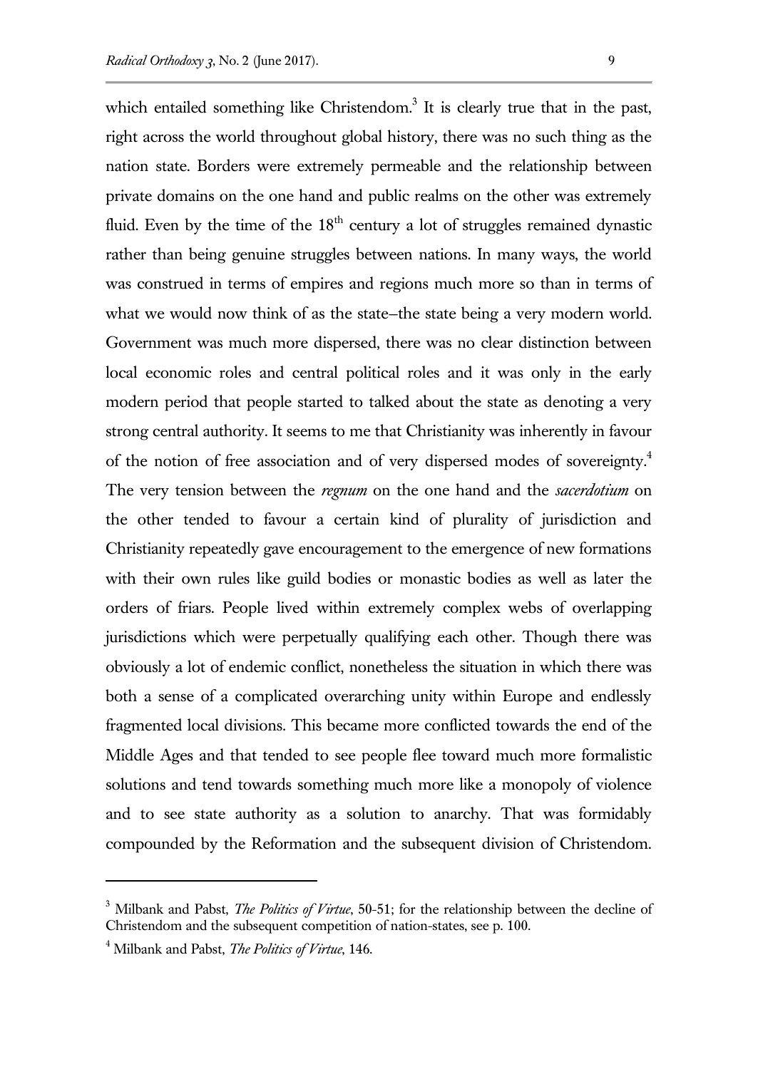which entailed something like Christendom.[3] It is clearly true that in the past, right across the world throughout global history, there was no such thing as the nation state. Borders were extremely permeable and the relationship between private domains on the one hand and public realms on the other was extremely fluid. Even by the time of the 18th century a lot of struggles remained dynastic rather than being genuine struggles between nations. In many ways, the world was construed in terms of empires and regions much more so than in terms of what we would now think of as the state—the state being a very modern world. Government was much more dispersed, there was no clear distinction between local economic roles and central political roles and it was only in the early modern period that people started to talked about the state as denoting a very strong central authority. It seems to me that Christianity was inherently in favour of the notion of free association and of very dispersed modes of sovereignty.[4] The very tension between the *regnum* on the one hand and the *sacerdotium* on the other tended to favour a certain kind of plurality of jurisdiction and Christianity repeatedly gave encouragement to the emergence of new formations with their own rules like guild bodies or monastic bodies as well as later the orders of friars. People lived within extremely complex webs of overlapping jurisdictions which were perpetually qualifying each other. Though there was obviously a lot of endemic conflict, nonetheless the situation in which there was both a sense of a complicated overarching unity within Europe and endlessly fragmented local divisions. This became more conflicted towards the end of the Middle Ages and that tended to see people flee toward much more formalistic solutions and tend towards something much more like a monopoly of violence and to see state authority as a solution to anarchy. That was formidably compounded by the Reformation and the subsequent division of Christendom.

---

[3] Milbank and Pabst, *The Politics of Virtue*, 50-51; for the relationship between the decline of Christendom and the subsequent competition of nation-states, see p. 100.

[4] Milbank and Pabst, *The Politics of Virtue*, 146.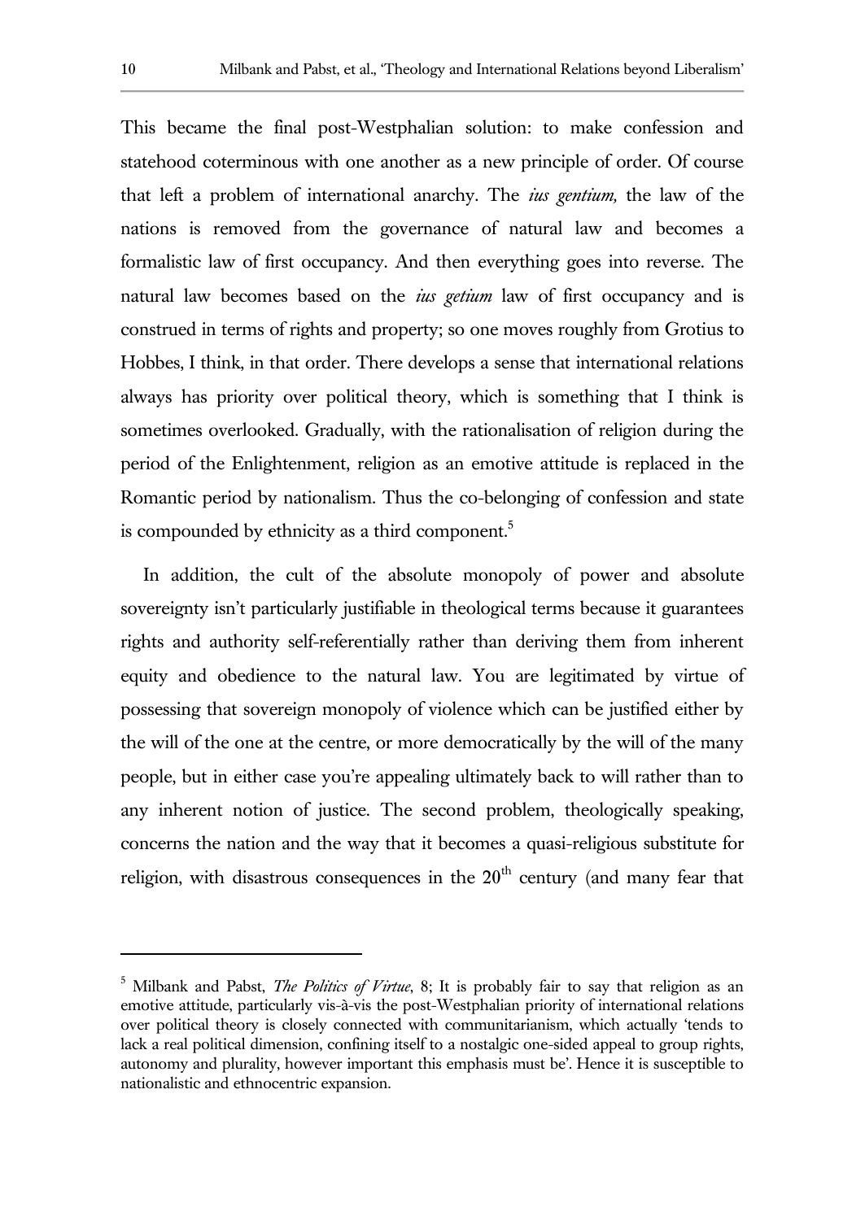This became the final post-Westphalian solution: to make confession and statehood coterminous with one another as a new principle of order. Of course that left a problem of international anarchy. The *ius gentium,* the law of the nations is removed from the governance of natural law and becomes a formalistic law of first occupancy. And then everything goes into reverse. The natural law becomes based on the *ius getium* law of first occupancy and is construed in terms of rights and property; so one moves roughly from Grotius to Hobbes, I think, in that order. There develops a sense that international relations always has priority over political theory, which is something that I think is sometimes overlooked. Gradually, with the rationalisation of religion during the period of the Enlightenment, religion as an emotive attitude is replaced in the Romantic period by nationalism. Thus the co-belonging of confession and state is compounded by ethnicity as a third component.[5]

In addition, the cult of the absolute monopoly of power and absolute sovereignty isn't particularly justifiable in theological terms because it guarantees rights and authority self-referentially rather than deriving them from inherent equity and obedience to the natural law. You are legitimated by virtue of possessing that sovereign monopoly of violence which can be justified either by the will of the one at the centre, or more democratically by the will of the many people, but in either case you're appealing ultimately back to will rather than to any inherent notion of justice. The second problem, theologically speaking, concerns the nation and the way that it becomes a quasi-religious substitute for religion, with disastrous consequences in the 20th century (and many fear that

---

[5] Milbank and Pabst, *The Politics of Virtue*, 8; It is probably fair to say that religion as an emotive attitude, particularly vis-à-vis the post-Westphalian priority of international relations over political theory is closely connected with communitarianism, which actually 'tends to lack a real political dimension, confining itself to a nostalgic one-sided appeal to group rights, autonomy and plurality, however important this emphasis must be'. Hence it is susceptible to nationalistic and ethnocentric expansion.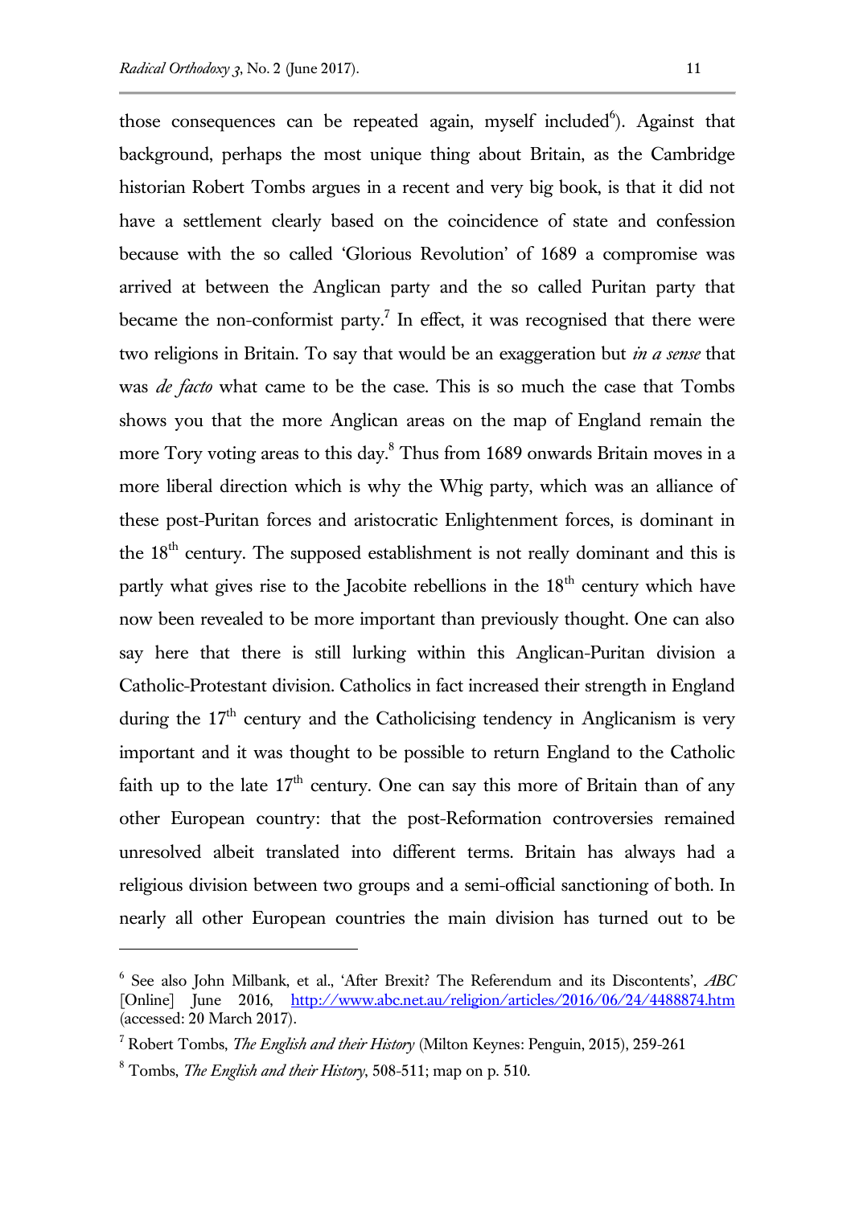those consequences can be repeated again, myself included[6]). Against that background, perhaps the most unique thing about Britain, as the Cambridge historian Robert Tombs argues in a recent and very big book, is that it did not have a settlement clearly based on the coincidence of state and confession because with the so called 'Glorious Revolution' of 1689 a compromise was arrived at between the Anglican party and the so called Puritan party that became the non-conformist party.[7] In effect, it was recognised that there were two religions in Britain. To say that would be an exaggeration but *in a sense* that was *de facto* what came to be the case. This is so much the case that Tombs shows you that the more Anglican areas on the map of England remain the more Tory voting areas to this day.[8] Thus from 1689 onwards Britain moves in a more liberal direction which is why the Whig party, which was an alliance of these post-Puritan forces and aristocratic Enlightenment forces, is dominant in the 18th century. The supposed establishment is not really dominant and this is partly what gives rise to the Jacobite rebellions in the 18th century which have now been revealed to be more important than previously thought. One can also say here that there is still lurking within this Anglican-Puritan division a Catholic-Protestant division. Catholics in fact increased their strength in England during the 17th century and the Catholicising tendency in Anglicanism is very important and it was thought to be possible to return England to the Catholic faith up to the late 17th century. One can say this more of Britain than of any other European country: that the post-Reformation controversies remained unresolved albeit translated into different terms. Britain has always had a religious division between two groups and a semi-official sanctioning of both. In nearly all other European countries the main division has turned out to be

---

[6] See also John Milbank, et al., 'After Brexit? The Referendum and its Discontents', *ABC* [Online] June 2016, http://www.abc.net.au/religion/articles/2016/06/24/4488874.htm (accessed: 20 March 2017).

[7] Robert Tombs, *The English and their History* (Milton Keynes: Penguin, 2015), 259-261

[8] Tombs, *The English and their History*, 508-511; map on p. 510.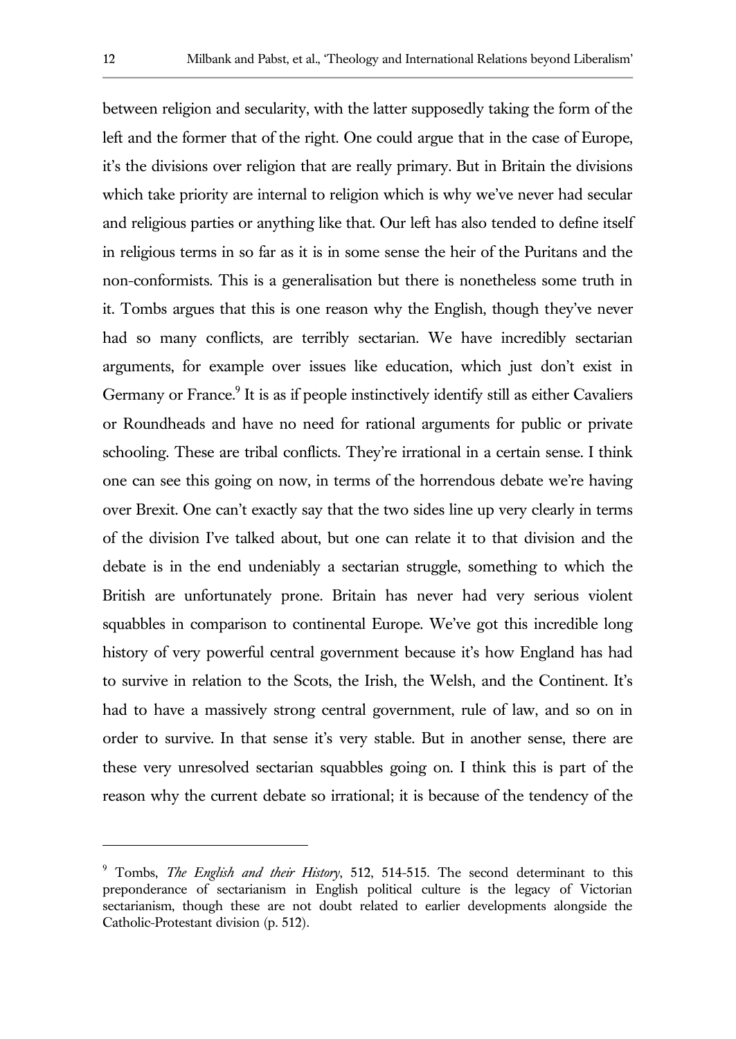between religion and secularity, with the latter supposedly taking the form of the left and the former that of the right. One could argue that in the case of Europe, it's the divisions over religion that are really primary. But in Britain the divisions which take priority are internal to religion which is why we've never had secular and religious parties or anything like that. Our left has also tended to define itself in religious terms in so far as it is in some sense the heir of the Puritans and the non-conformists. This is a generalisation but there is nonetheless some truth in it. Tombs argues that this is one reason why the English, though they've never had so many conflicts, are terribly sectarian. We have incredibly sectarian arguments, for example over issues like education, which just don't exist in Germany or France.[9] It is as if people instinctively identify still as either Cavaliers or Roundheads and have no need for rational arguments for public or private schooling. These are tribal conflicts. They're irrational in a certain sense. I think one can see this going on now, in terms of the horrendous debate we're having over Brexit. One can't exactly say that the two sides line up very clearly in terms of the division I've talked about, but one can relate it to that division and the debate is in the end undeniably a sectarian struggle, something to which the British are unfortunately prone. Britain has never had very serious violent squabbles in comparison to continental Europe. We've got this incredible long history of very powerful central government because it's how England has had to survive in relation to the Scots, the Irish, the Welsh, and the Continent. It's had to have a massively strong central government, rule of law, and so on in order to survive. In that sense it's very stable. But in another sense, there are these very unresolved sectarian squabbles going on. I think this is part of the reason why the current debate so irrational; it is because of the tendency of the

[9] Tombs, *The English and their History*, 512, 514-515. The second determinant to this preponderance of sectarianism in English political culture is the legacy of Victorian sectarianism, though these are not doubt related to earlier developments alongside the Catholic-Protestant division (p. 512).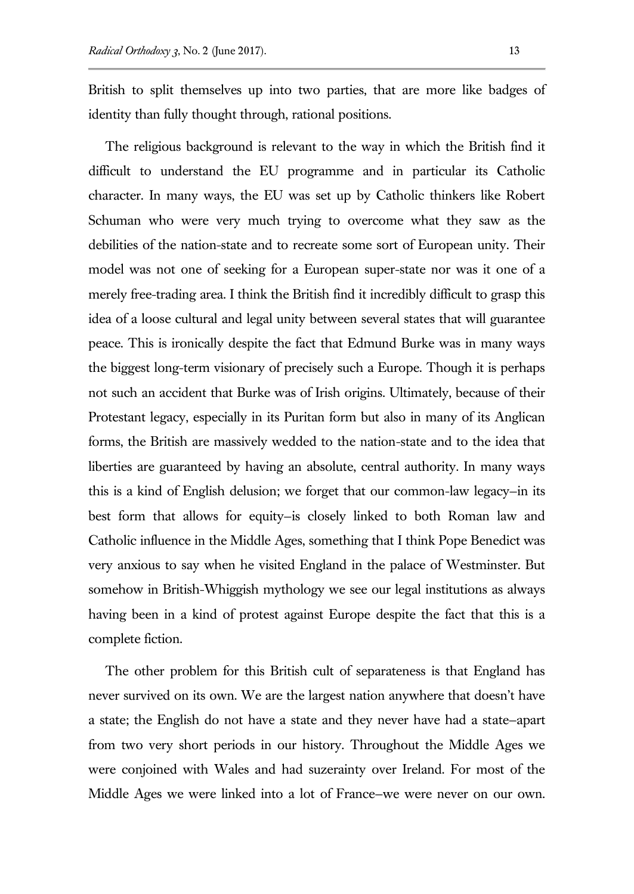British to split themselves up into two parties, that are more like badges of identity than fully thought through, rational positions.

The religious background is relevant to the way in which the British find it difficult to understand the EU programme and in particular its Catholic character. In many ways, the EU was set up by Catholic thinkers like Robert Schuman who were very much trying to overcome what they saw as the debilities of the nation-state and to recreate some sort of European unity. Their model was not one of seeking for a European super-state nor was it one of a merely free-trading area. I think the British find it incredibly difficult to grasp this idea of a loose cultural and legal unity between several states that will guarantee peace. This is ironically despite the fact that Edmund Burke was in many ways the biggest long-term visionary of precisely such a Europe. Though it is perhaps not such an accident that Burke was of Irish origins. Ultimately, because of their Protestant legacy, especially in its Puritan form but also in many of its Anglican forms, the British are massively wedded to the nation-state and to the idea that liberties are guaranteed by having an absolute, central authority. In many ways this is a kind of English delusion; we forget that our common-law legacy–in its best form that allows for equity–is closely linked to both Roman law and Catholic influence in the Middle Ages, something that I think Pope Benedict was very anxious to say when he visited England in the palace of Westminster. But somehow in British-Whiggish mythology we see our legal institutions as always having been in a kind of protest against Europe despite the fact that this is a complete fiction.

The other problem for this British cult of separateness is that England has never survived on its own. We are the largest nation anywhere that doesn't have a state; the English do not have a state and they never have had a state–apart from two very short periods in our history. Throughout the Middle Ages we were conjoined with Wales and had suzerainty over Ireland. For most of the Middle Ages we were linked into a lot of France–we were never on our own.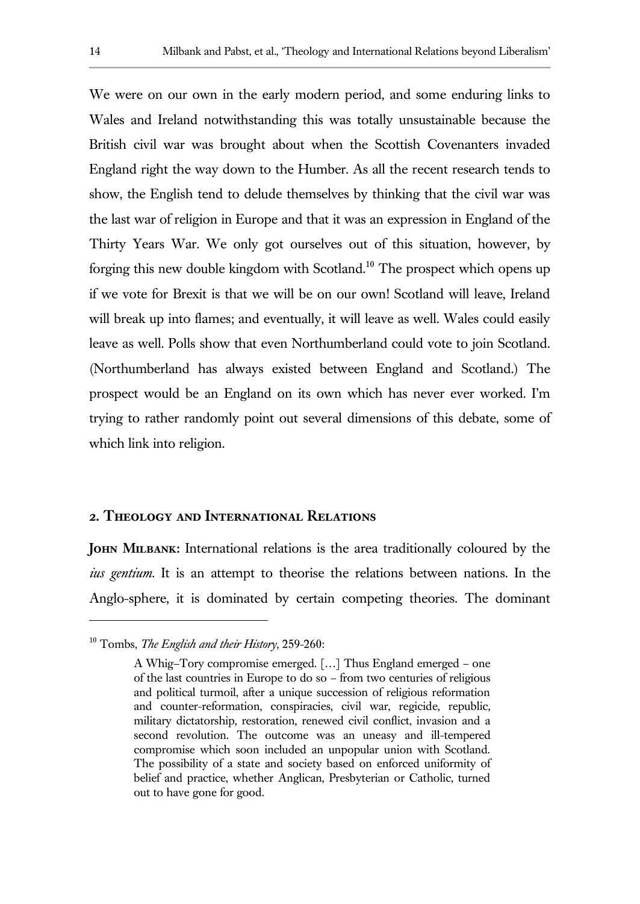We were on our own in the early modern period, and some enduring links to Wales and Ireland notwithstanding this was totally unsustainable because the British civil war was brought about when the Scottish Covenanters invaded England right the way down to the Humber. As all the recent research tends to show, the English tend to delude themselves by thinking that the civil war was the last war of religion in Europe and that it was an expression in England of the Thirty Years War. We only got ourselves out of this situation, however, by forging this new double kingdom with Scotland.[10] The prospect which opens up if we vote for Brexit is that we will be on our own! Scotland will leave, Ireland will break up into flames; and eventually, it will leave as well. Wales could easily leave as well. Polls show that even Northumberland could vote to join Scotland. (Northumberland has always existed between England and Scotland.) The prospect would be an England on its own which has never ever worked. I'm trying to rather randomly point out several dimensions of this debate, some of which link into religion.

## 2. Theology and International Relations

**John Milbank:** International relations is the area traditionally coloured by the *ius gentium*. It is an attempt to theorise the relations between nations. In the Anglo-sphere, it is dominated by certain competing theories. The dominant

---

[10] Tombs, *The English and their History*, 259-260:

> A Whig–Tory compromise emerged. […] Thus England emerged – one of the last countries in Europe to do so – from two centuries of religious and political turmoil, after a unique succession of religious reformation and counter-reformation, conspiracies, civil war, regicide, republic, military dictatorship, restoration, renewed civil conflict, invasion and a second revolution. The outcome was an uneasy and ill-tempered compromise which soon included an unpopular union with Scotland. The possibility of a state and society based on enforced uniformity of belief and practice, whether Anglican, Presbyterian or Catholic, turned out to have gone for good.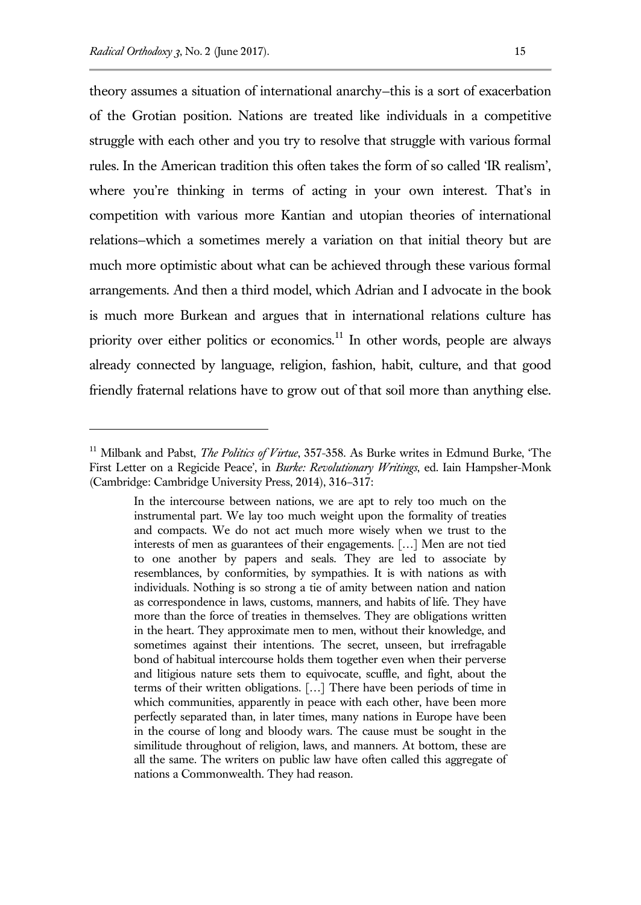theory assumes a situation of international anarchy—this is a sort of exacerbation of the Grotian position. Nations are treated like individuals in a competitive struggle with each other and you try to resolve that struggle with various formal rules. In the American tradition this often takes the form of so called 'IR realism', where you're thinking in terms of acting in your own interest. That's in competition with various more Kantian and utopian theories of international relations—which a sometimes merely a variation on that initial theory but are much more optimistic about what can be achieved through these various formal arrangements. And then a third model, which Adrian and I advocate in the book is much more Burkean and argues that in international relations culture has priority over either politics or economics.[11] In other words, people are always already connected by language, religion, fashion, habit, culture, and that good friendly fraternal relations have to grow out of that soil more than anything else.

---

[11] Milbank and Pabst, *The Politics of Virtue*, 357-358. As Burke writes in Edmund Burke, 'The First Letter on a Regicide Peace', in *Burke: Revolutionary Writings*, ed. Iain Hampsher-Monk (Cambridge: Cambridge University Press, 2014), 316–317:

> In the intercourse between nations, we are apt to rely too much on the instrumental part. We lay too much weight upon the formality of treaties and compacts. We do not act much more wisely when we trust to the interests of men as guarantees of their engagements. […] Men are not tied to one another by papers and seals. They are led to associate by resemblances, by conformities, by sympathies. It is with nations as with individuals. Nothing is so strong a tie of amity between nation and nation as correspondence in laws, customs, manners, and habits of life. They have more than the force of treaties in themselves. They are obligations written in the heart. They approximate men to men, without their knowledge, and sometimes against their intentions. The secret, unseen, but irrefragable bond of habitual intercourse holds them together even when their perverse and litigious nature sets them to equivocate, scuffle, and fight, about the terms of their written obligations. […] There have been periods of time in which communities, apparently in peace with each other, have been more perfectly separated than, in later times, many nations in Europe have been in the course of long and bloody wars. The cause must be sought in the similitude throughout of religion, laws, and manners. At bottom, these are all the same. The writers on public law have often called this aggregate of nations a Commonwealth. They had reason.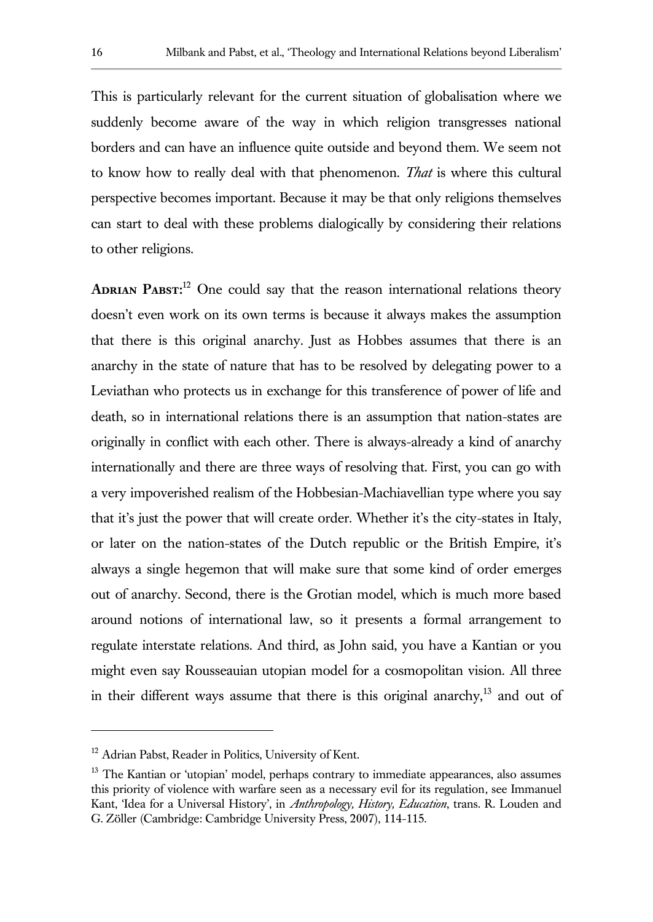This is particularly relevant for the current situation of globalisation where we suddenly become aware of the way in which religion transgresses national borders and can have an influence quite outside and beyond them. We seem not to know how to really deal with that phenomenon. *That* is where this cultural perspective becomes important. Because it may be that only religions themselves can start to deal with these problems dialogically by considering their relations to other religions.

**Adrian Pabst:**[12] One could say that the reason international relations theory doesn't even work on its own terms is because it always makes the assumption that there is this original anarchy. Just as Hobbes assumes that there is an anarchy in the state of nature that has to be resolved by delegating power to a Leviathan who protects us in exchange for this transference of power of life and death, so in international relations there is an assumption that nation-states are originally in conflict with each other. There is always-already a kind of anarchy internationally and there are three ways of resolving that. First, you can go with a very impoverished realism of the Hobbesian-Machiavellian type where you say that it's just the power that will create order. Whether it's the city-states in Italy, or later on the nation-states of the Dutch republic or the British Empire, it's always a single hegemon that will make sure that some kind of order emerges out of anarchy. Second, there is the Grotian model, which is much more based around notions of international law, so it presents a formal arrangement to regulate interstate relations. And third, as John said, you have a Kantian or you might even say Rousseauian utopian model for a cosmopolitan vision. All three in their different ways assume that there is this original anarchy,[13] and out of

---

[12] Adrian Pabst, Reader in Politics, University of Kent.

[13] The Kantian or 'utopian' model, perhaps contrary to immediate appearances, also assumes this priority of violence with warfare seen as a necessary evil for its regulation, see Immanuel Kant, 'Idea for a Universal History', in *Anthropology, History, Education*, trans. R. Louden and G. Zöller (Cambridge: Cambridge University Press, 2007), 114-115.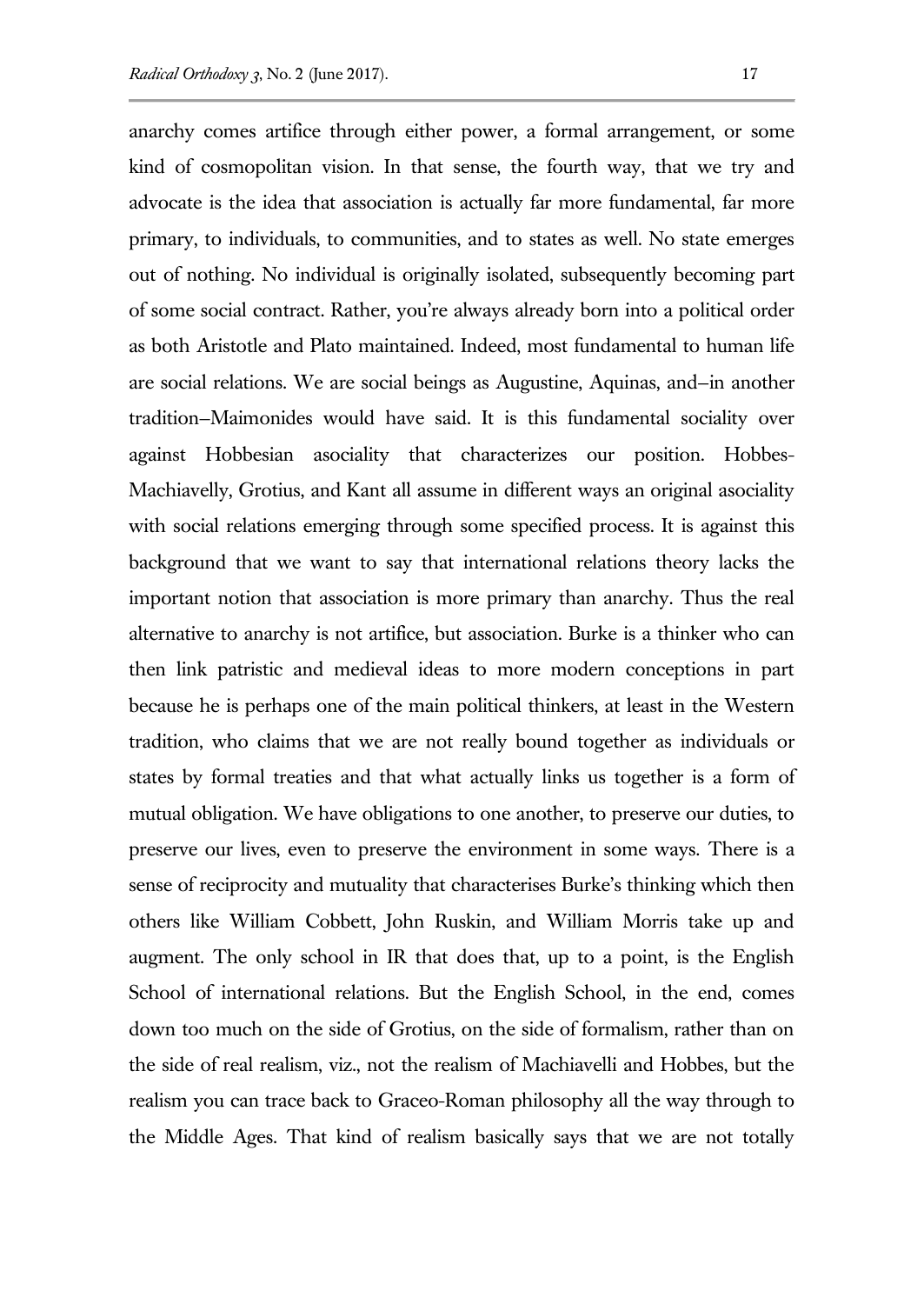anarchy comes artifice through either power, a formal arrangement, or some kind of cosmopolitan vision. In that sense, the fourth way, that we try and advocate is the idea that association is actually far more fundamental, far more primary, to individuals, to communities, and to states as well. No state emerges out of nothing. No individual is originally isolated, subsequently becoming part of some social contract. Rather, you're always already born into a political order as both Aristotle and Plato maintained. Indeed, most fundamental to human life are social relations. We are social beings as Augustine, Aquinas, and–in another tradition–Maimonides would have said. It is this fundamental sociality over against Hobbesian asociality that characterizes our position. Hobbes-Machiavelly, Grotius, and Kant all assume in different ways an original asociality with social relations emerging through some specified process. It is against this background that we want to say that international relations theory lacks the important notion that association is more primary than anarchy. Thus the real alternative to anarchy is not artifice, but association. Burke is a thinker who can then link patristic and medieval ideas to more modern conceptions in part because he is perhaps one of the main political thinkers, at least in the Western tradition, who claims that we are not really bound together as individuals or states by formal treaties and that what actually links us together is a form of mutual obligation. We have obligations to one another, to preserve our duties, to preserve our lives, even to preserve the environment in some ways. There is a sense of reciprocity and mutuality that characterises Burke's thinking which then others like William Cobbett, John Ruskin, and William Morris take up and augment. The only school in IR that does that, up to a point, is the English School of international relations. But the English School, in the end, comes down too much on the side of Grotius, on the side of formalism, rather than on the side of real realism, viz., not the realism of Machiavelli and Hobbes, but the realism you can trace back to Graceo-Roman philosophy all the way through to the Middle Ages. That kind of realism basically says that we are not totally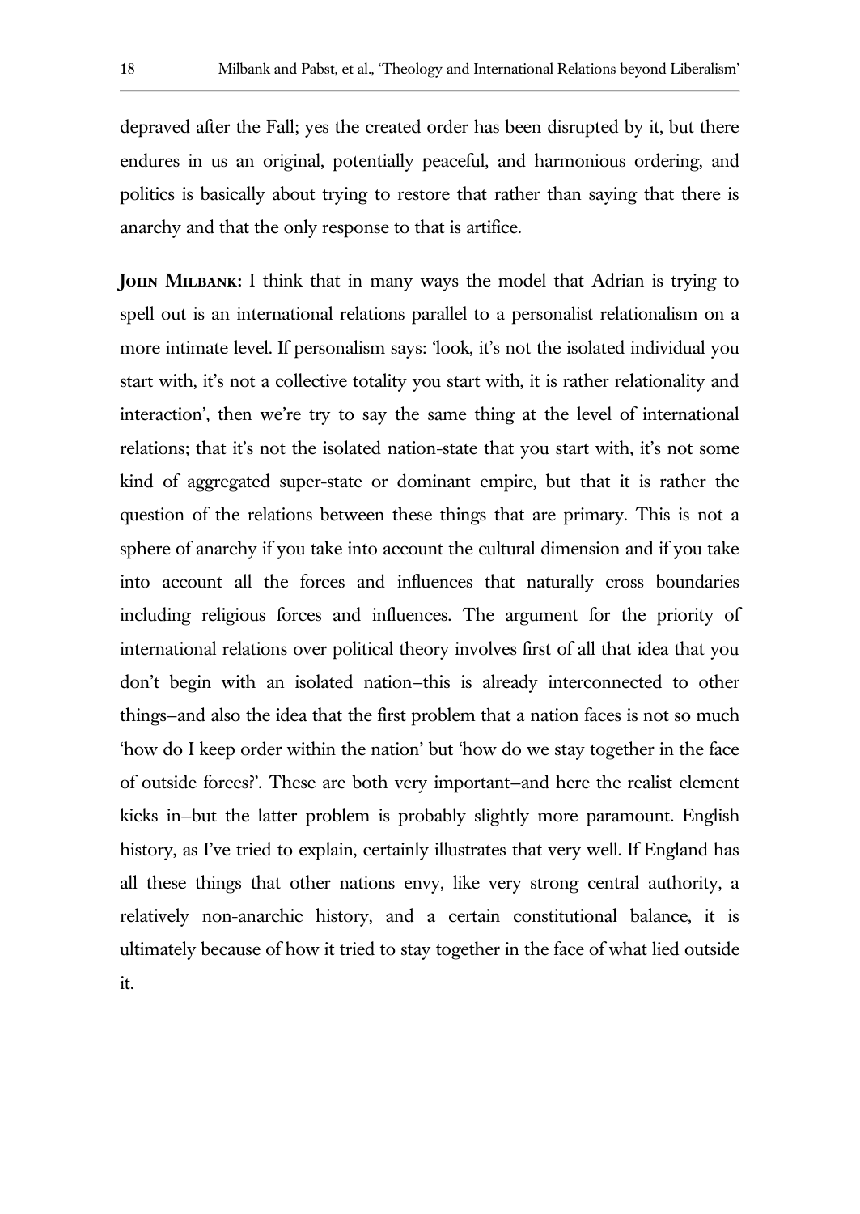depraved after the Fall; yes the created order has been disrupted by it, but there endures in us an original, potentially peaceful, and harmonious ordering, and politics is basically about trying to restore that rather than saying that there is anarchy and that the only response to that is artifice.

**John Milbank:** I think that in many ways the model that Adrian is trying to spell out is an international relations parallel to a personalist relationalism on a more intimate level. If personalism says: 'look, it's not the isolated individual you start with, it's not a collective totality you start with, it is rather relationality and interaction', then we're try to say the same thing at the level of international relations; that it's not the isolated nation-state that you start with, it's not some kind of aggregated super-state or dominant empire, but that it is rather the question of the relations between these things that are primary. This is not a sphere of anarchy if you take into account the cultural dimension and if you take into account all the forces and influences that naturally cross boundaries including religious forces and influences. The argument for the priority of international relations over political theory involves first of all that idea that you don't begin with an isolated nation–this is already interconnected to other things–and also the idea that the first problem that a nation faces is not so much 'how do I keep order within the nation' but 'how do we stay together in the face of outside forces?'. These are both very important–and here the realist element kicks in–but the latter problem is probably slightly more paramount. English history, as I've tried to explain, certainly illustrates that very well. If England has all these things that other nations envy, like very strong central authority, a relatively non-anarchic history, and a certain constitutional balance, it is ultimately because of how it tried to stay together in the face of what lied outside it.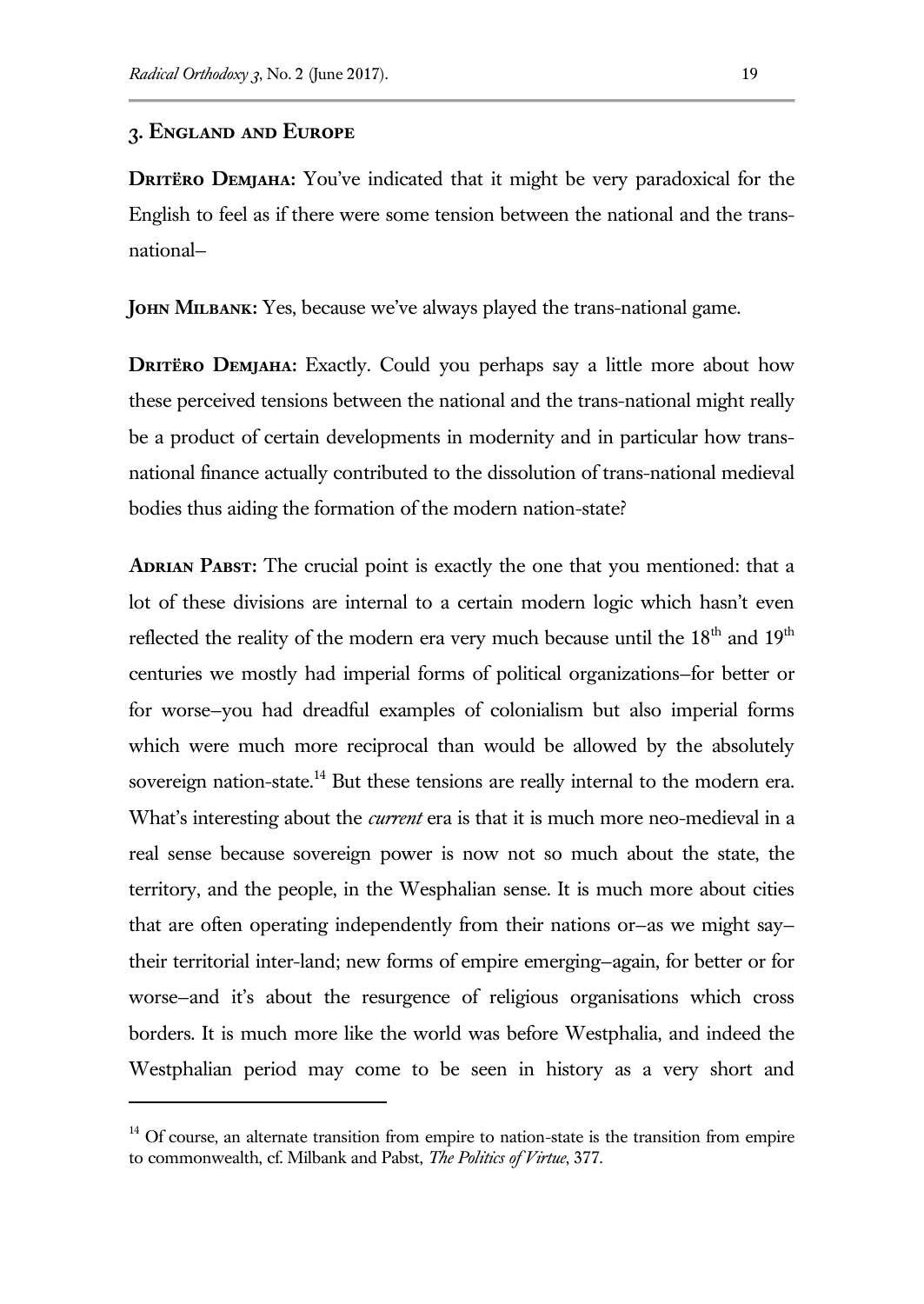### 3. England and Europe

**Dritëro Demjaha:** You've indicated that it might be very paradoxical for the English to feel as if there were some tension between the national and the trans-national–

**John Milbank:** Yes, because we've always played the trans-national game.

**Dritëro Demjaha:** Exactly. Could you perhaps say a little more about how these perceived tensions between the national and the trans-national might really be a product of certain developments in modernity and in particular how trans-national finance actually contributed to the dissolution of trans-national medieval bodies thus aiding the formation of the modern nation-state?

**Adrian Pabst:** The crucial point is exactly the one that you mentioned: that a lot of these divisions are internal to a certain modern logic which hasn't even reflected the reality of the modern era very much because until the 18th and 19th centuries we mostly had imperial forms of political organizations–for better or for worse–you had dreadful examples of colonialism but also imperial forms which were much more reciprocal than would be allowed by the absolutely sovereign nation-state.[14] But these tensions are really internal to the modern era. What's interesting about the *current* era is that it is much more neo-medieval in a real sense because sovereign power is now not so much about the state, the territory, and the people, in the Wesphalian sense. It is much more about cities that are often operating independently from their nations or–as we might say–their territorial inter-land; new forms of empire emerging–again, for better or for worse–and it's about the resurgence of religious organisations which cross borders. It is much more like the world was before Westphalia, and indeed the Westphalian period may come to be seen in history as a very short and

[14] Of course, an alternate transition from empire to nation-state is the transition from empire to commonwealth, cf. Milbank and Pabst, *The Politics of Virtue*, 377.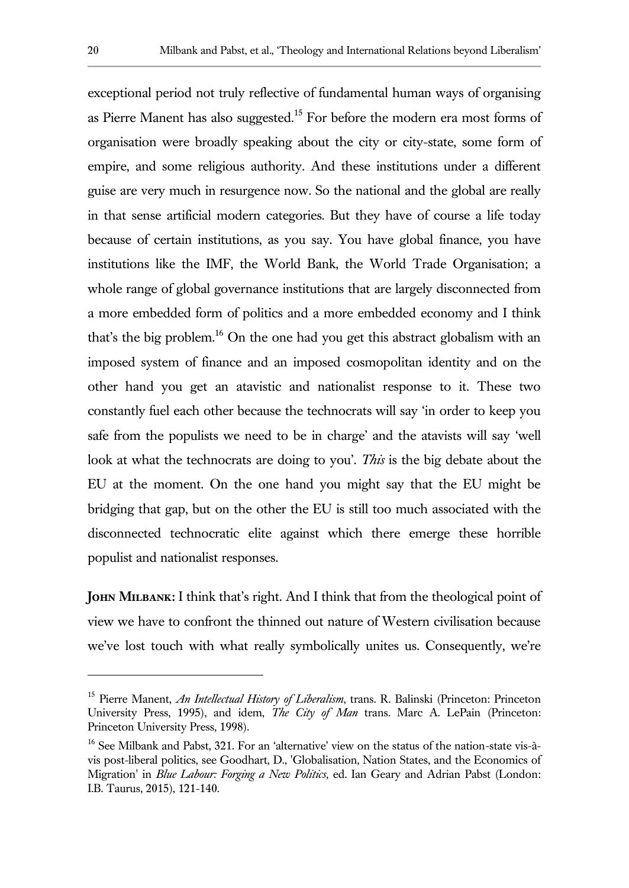exceptional period not truly reflective of fundamental human ways of organising as Pierre Manent has also suggested.[15] For before the modern era most forms of organisation were broadly speaking about the city or city-state, some form of empire, and some religious authority. And these institutions under a different guise are very much in resurgence now. So the national and the global are really in that sense artificial modern categories. But they have of course a life today because of certain institutions, as you say. You have global finance, you have institutions like the IMF, the World Bank, the World Trade Organisation; a whole range of global governance institutions that are largely disconnected from a more embedded form of politics and a more embedded economy and I think that's the big problem.[16] On the one had you get this abstract globalism with an imposed system of finance and an imposed cosmopolitan identity and on the other hand you get an atavistic and nationalist response to it. These two constantly fuel each other because the technocrats will say 'in order to keep you safe from the populists we need to be in charge' and the atavists will say 'well look at what the technocrats are doing to you'. *This* is the big debate about the EU at the moment. On the one hand you might say that the EU might be bridging that gap, but on the other the EU is still too much associated with the disconnected technocratic elite against which there emerge these horrible populist and nationalist responses.

**John Milbank:** I think that's right. And I think that from the theological point of view we have to confront the thinned out nature of Western civilisation because we've lost touch with what really symbolically unites us. Consequently, we're

---

[15] Pierre Manent, *An Intellectual History of Liberalism*, trans. R. Balinski (Princeton: Princeton University Press, 1995), and idem, *The City of Man* trans. Marc A. LePain (Princeton: Princeton University Press, 1998).

[16] See Milbank and Pabst, 321. For an 'alternative' view on the status of the nation-state vis-à-vis post-liberal politics, see Goodhart, D., 'Globalisation, Nation States, and the Economics of Migration' in *Blue Labour: Forging a New Politics*, ed. Ian Geary and Adrian Pabst (London: I.B. Taurus, 2015), 121-140.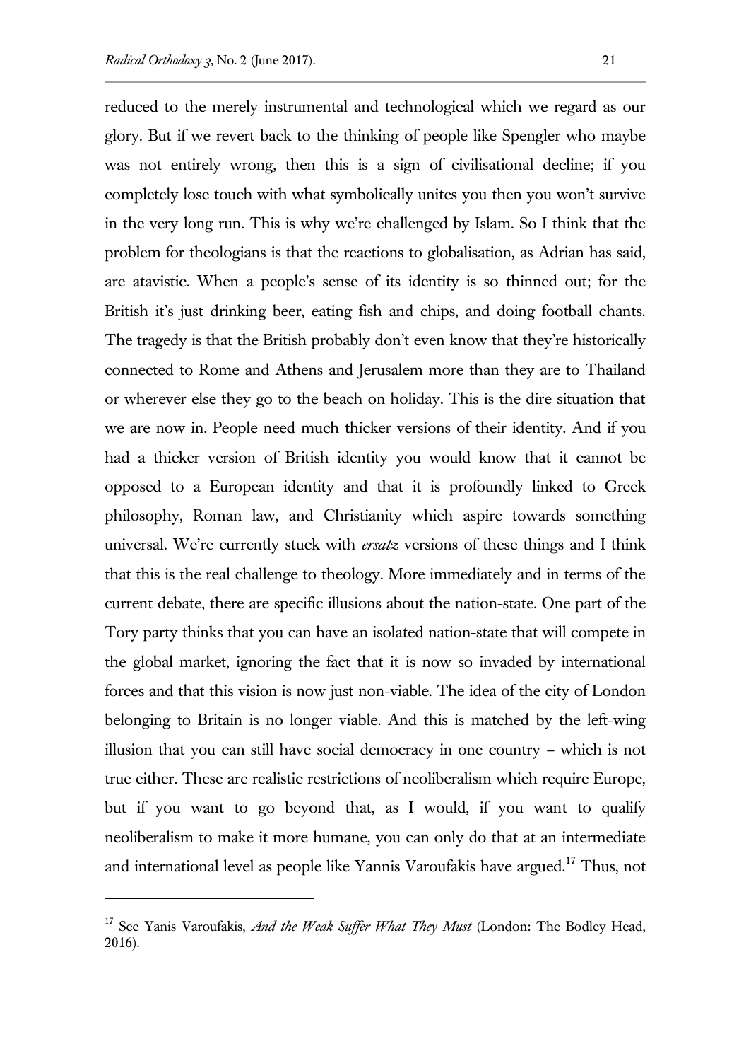reduced to the merely instrumental and technological which we regard as our glory. But if we revert back to the thinking of people like Spengler who maybe was not entirely wrong, then this is a sign of civilisational decline; if you completely lose touch with what symbolically unites you then you won't survive in the very long run. This is why we're challenged by Islam. So I think that the problem for theologians is that the reactions to globalisation, as Adrian has said, are atavistic. When a people's sense of its identity is so thinned out; for the British it's just drinking beer, eating fish and chips, and doing football chants. The tragedy is that the British probably don't even know that they're historically connected to Rome and Athens and Jerusalem more than they are to Thailand or wherever else they go to the beach on holiday. This is the dire situation that we are now in. People need much thicker versions of their identity. And if you had a thicker version of British identity you would know that it cannot be opposed to a European identity and that it is profoundly linked to Greek philosophy, Roman law, and Christianity which aspire towards something universal. We're currently stuck with *ersatz* versions of these things and I think that this is the real challenge to theology. More immediately and in terms of the current debate, there are specific illusions about the nation-state. One part of the Tory party thinks that you can have an isolated nation-state that will compete in the global market, ignoring the fact that it is now so invaded by international forces and that this vision is now just non-viable. The idea of the city of London belonging to Britain is no longer viable. And this is matched by the left-wing illusion that you can still have social democracy in one country – which is not true either. These are realistic restrictions of neoliberalism which require Europe, but if you want to go beyond that, as I would, if you want to qualify neoliberalism to make it more humane, you can only do that at an intermediate and international level as people like Yannis Varoufakis have argued.[17] Thus, not

[17] See Yanis Varoufakis, *And the Weak Suffer What They Must* (London: The Bodley Head, 2016).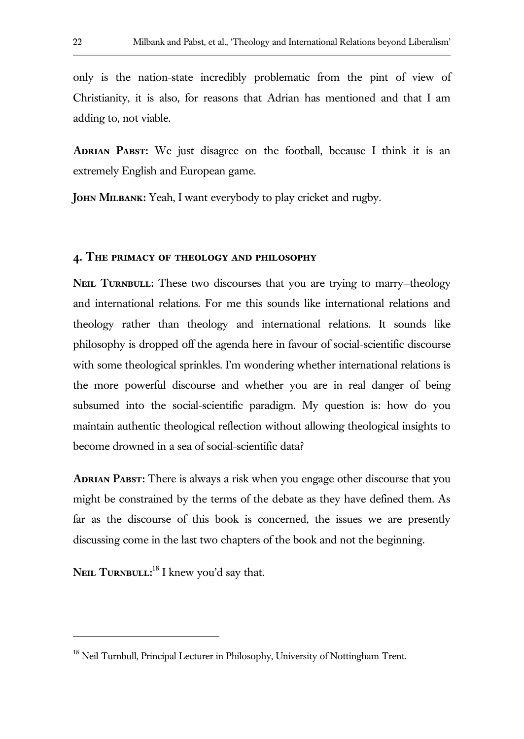only is the nation-state incredibly problematic from the pint of view of Christianity, it is also, for reasons that Adrian has mentioned and that I am adding to, not viable.

**Adrian Pabst:** We just disagree on the football, because I think it is an extremely English and European game.

**John Milbank:** Yeah, I want everybody to play cricket and rugby.

## 4. The primacy of theology and philosophy

**Neil Turnbull:** These two discourses that you are trying to marry—theology and international relations. For me this sounds like international relations and theology rather than theology and international relations. It sounds like philosophy is dropped off the agenda here in favour of social-scientific discourse with some theological sprinkles. I'm wondering whether international relations is the more powerful discourse and whether you are in real danger of being subsumed into the social-scientific paradigm. My question is: how do you maintain authentic theological reflection without allowing theological insights to become drowned in a sea of social-scientific data?

**Adrian Pabst:** There is always a risk when you engage other discourse that you might be constrained by the terms of the debate as they have defined them. As far as the discourse of this book is concerned, the issues we are presently discussing come in the last two chapters of the book and not the beginning.

**Neil Turnbull:**[18] I knew you'd say that.

---

[18] Neil Turnbull, Principal Lecturer in Philosophy, University of Nottingham Trent.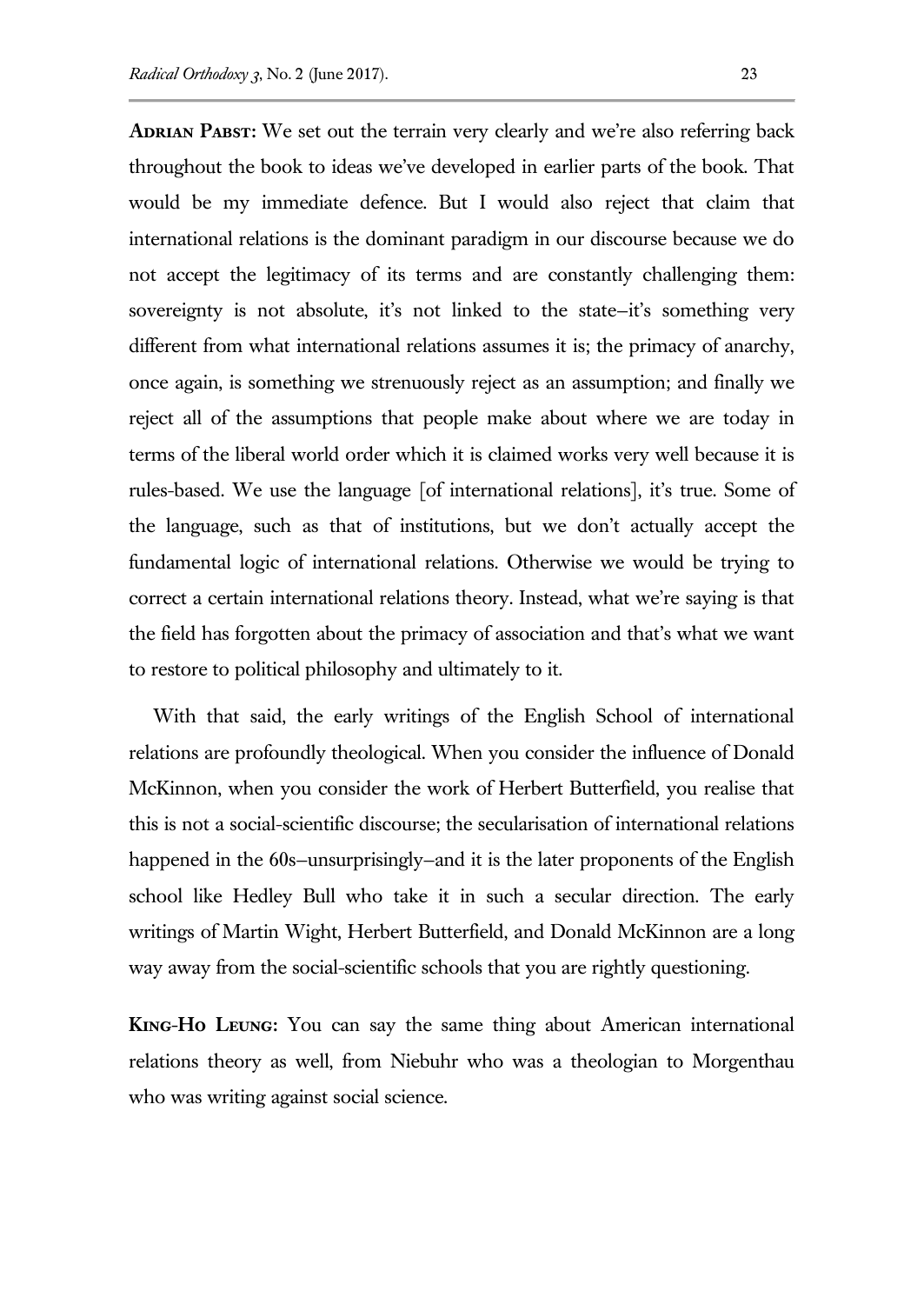**Adrian Pabst:** We set out the terrain very clearly and we're also referring back throughout the book to ideas we've developed in earlier parts of the book. That would be my immediate defence. But I would also reject that claim that international relations is the dominant paradigm in our discourse because we do not accept the legitimacy of its terms and are constantly challenging them: sovereignty is not absolute, it's not linked to the state—it's something very different from what international relations assumes it is; the primacy of anarchy, once again, is something we strenuously reject as an assumption; and finally we reject all of the assumptions that people make about where we are today in terms of the liberal world order which it is claimed works very well because it is rules-based. We use the language [of international relations], it's true. Some of the language, such as that of institutions, but we don't actually accept the fundamental logic of international relations. Otherwise we would be trying to correct a certain international relations theory. Instead, what we're saying is that the field has forgotten about the primacy of association and that's what we want to restore to political philosophy and ultimately to it.

With that said, the early writings of the English School of international relations are profoundly theological. When you consider the influence of Donald McKinnon, when you consider the work of Herbert Butterfield, you realise that this is not a social-scientific discourse; the secularisation of international relations happened in the 60s—unsurprisingly—and it is the later proponents of the English school like Hedley Bull who take it in such a secular direction. The early writings of Martin Wight, Herbert Butterfield, and Donald McKinnon are a long way away from the social-scientific schools that you are rightly questioning.

**King-Ho Leung:** You can say the same thing about American international relations theory as well, from Niebuhr who was a theologian to Morgenthau who was writing against social science.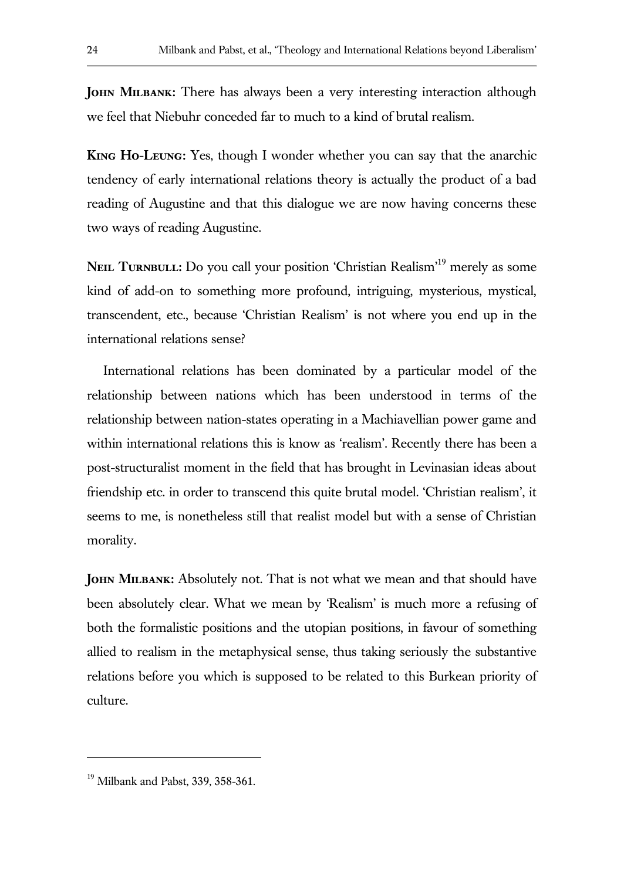**John Milbank:** There has always been a very interesting interaction although we feel that Niebuhr conceded far to much to a kind of brutal realism.

**King Ho-Leung:** Yes, though I wonder whether you can say that the anarchic tendency of early international relations theory is actually the product of a bad reading of Augustine and that this dialogue we are now having concerns these two ways of reading Augustine.

**Neil Turnbull:** Do you call your position 'Christian Realism'[19] merely as some kind of add-on to something more profound, intriguing, mysterious, mystical, transcendent, etc., because 'Christian Realism' is not where you end up in the international relations sense?

International relations has been dominated by a particular model of the relationship between nations which has been understood in terms of the relationship between nation-states operating in a Machiavellian power game and within international relations this is know as 'realism'. Recently there has been a post-structuralist moment in the field that has brought in Levinasian ideas about friendship etc. in order to transcend this quite brutal model. 'Christian realism', it seems to me, is nonetheless still that realist model but with a sense of Christian morality.

**John Milbank:** Absolutely not. That is not what we mean and that should have been absolutely clear. What we mean by 'Realism' is much more a refusing of both the formalistic positions and the utopian positions, in favour of something allied to realism in the metaphysical sense, thus taking seriously the substantive relations before you which is supposed to be related to this Burkean priority of culture.

---

[19] Milbank and Pabst, 339, 358-361.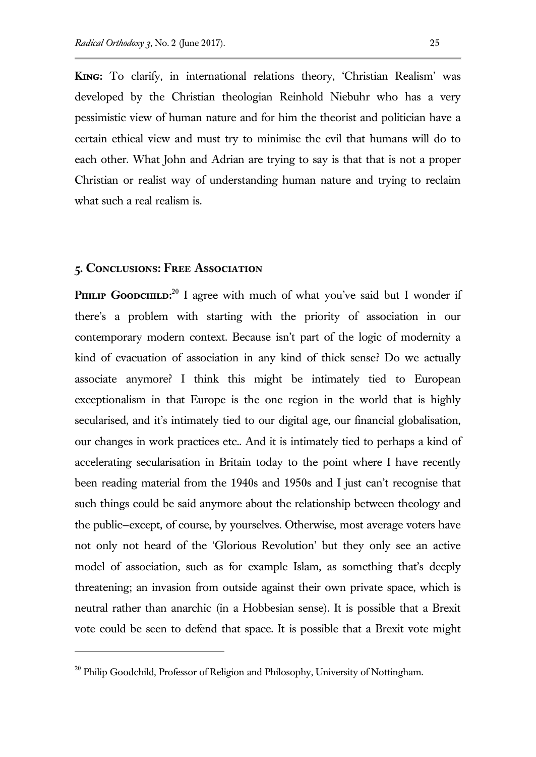**King:** To clarify, in international relations theory, 'Christian Realism' was developed by the Christian theologian Reinhold Niebuhr who has a very pessimistic view of human nature and for him the theorist and politician have a certain ethical view and must try to minimise the evil that humans will do to each other. What John and Adrian are trying to say is that that is not a proper Christian or realist way of understanding human nature and trying to reclaim what such a real realism is.

## 5. Conclusions: Free Association

**Philip Goodchild:**[20] I agree with much of what you've said but I wonder if there's a problem with starting with the priority of association in our contemporary modern context. Because isn't part of the logic of modernity a kind of evacuation of association in any kind of thick sense? Do we actually associate anymore? I think this might be intimately tied to European exceptionalism in that Europe is the one region in the world that is highly secularised, and it's intimately tied to our digital age, our financial globalisation, our changes in work practices etc.. And it is intimately tied to perhaps a kind of accelerating secularisation in Britain today to the point where I have recently been reading material from the 1940s and 1950s and I just can't recognise that such things could be said anymore about the relationship between theology and the public–except, of course, by yourselves. Otherwise, most average voters have not only not heard of the 'Glorious Revolution' but they only see an active model of association, such as for example Islam, as something that's deeply threatening; an invasion from outside against their own private space, which is neutral rather than anarchic (in a Hobbesian sense). It is possible that a Brexit vote could be seen to defend that space. It is possible that a Brexit vote might

[20] Philip Goodchild, Professor of Religion and Philosophy, University of Nottingham.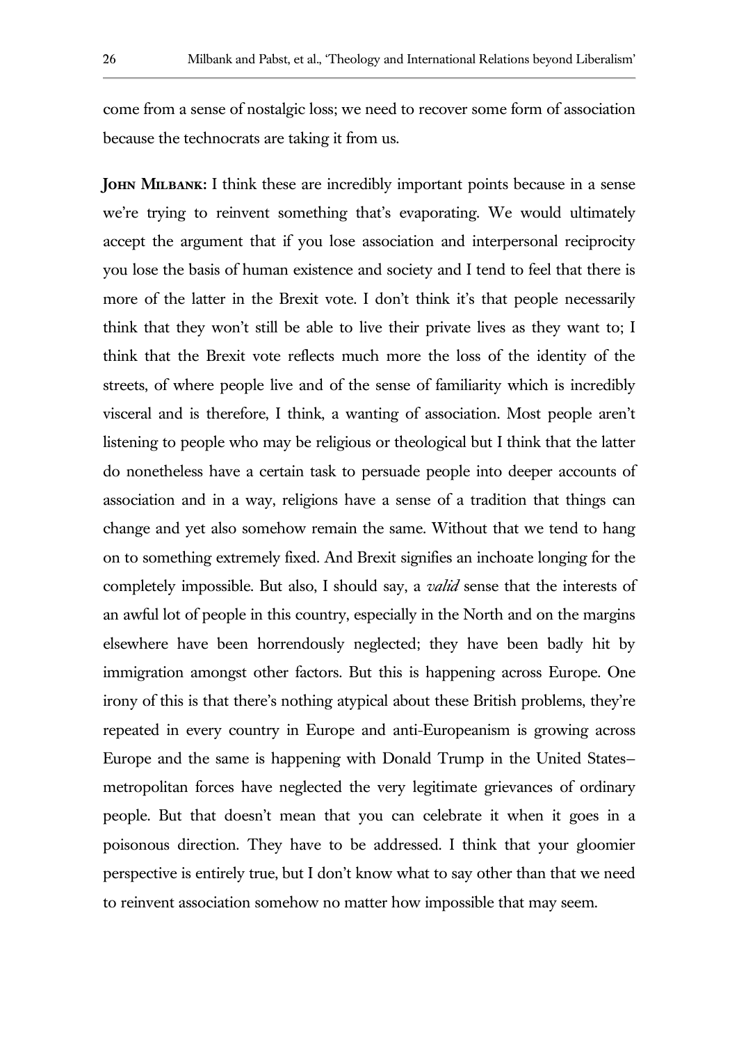come from a sense of nostalgic loss; we need to recover some form of association because the technocrats are taking it from us.

**John Milbank:** I think these are incredibly important points because in a sense we're trying to reinvent something that's evaporating. We would ultimately accept the argument that if you lose association and interpersonal reciprocity you lose the basis of human existence and society and I tend to feel that there is more of the latter in the Brexit vote. I don't think it's that people necessarily think that they won't still be able to live their private lives as they want to; I think that the Brexit vote reflects much more the loss of the identity of the streets, of where people live and of the sense of familiarity which is incredibly visceral and is therefore, I think, a wanting of association. Most people aren't listening to people who may be religious or theological but I think that the latter do nonetheless have a certain task to persuade people into deeper accounts of association and in a way, religions have a sense of a tradition that things can change and yet also somehow remain the same. Without that we tend to hang on to something extremely fixed. And Brexit signifies an inchoate longing for the completely impossible. But also, I should say, a *valid* sense that the interests of an awful lot of people in this country, especially in the North and on the margins elsewhere have been horrendously neglected; they have been badly hit by immigration amongst other factors. But this is happening across Europe. One irony of this is that there's nothing atypical about these British problems, they're repeated in every country in Europe and anti-Europeanism is growing across Europe and the same is happening with Donald Trump in the United States– metropolitan forces have neglected the very legitimate grievances of ordinary people. But that doesn't mean that you can celebrate it when it goes in a poisonous direction. They have to be addressed. I think that your gloomier perspective is entirely true, but I don't know what to say other than that we need to reinvent association somehow no matter how impossible that may seem.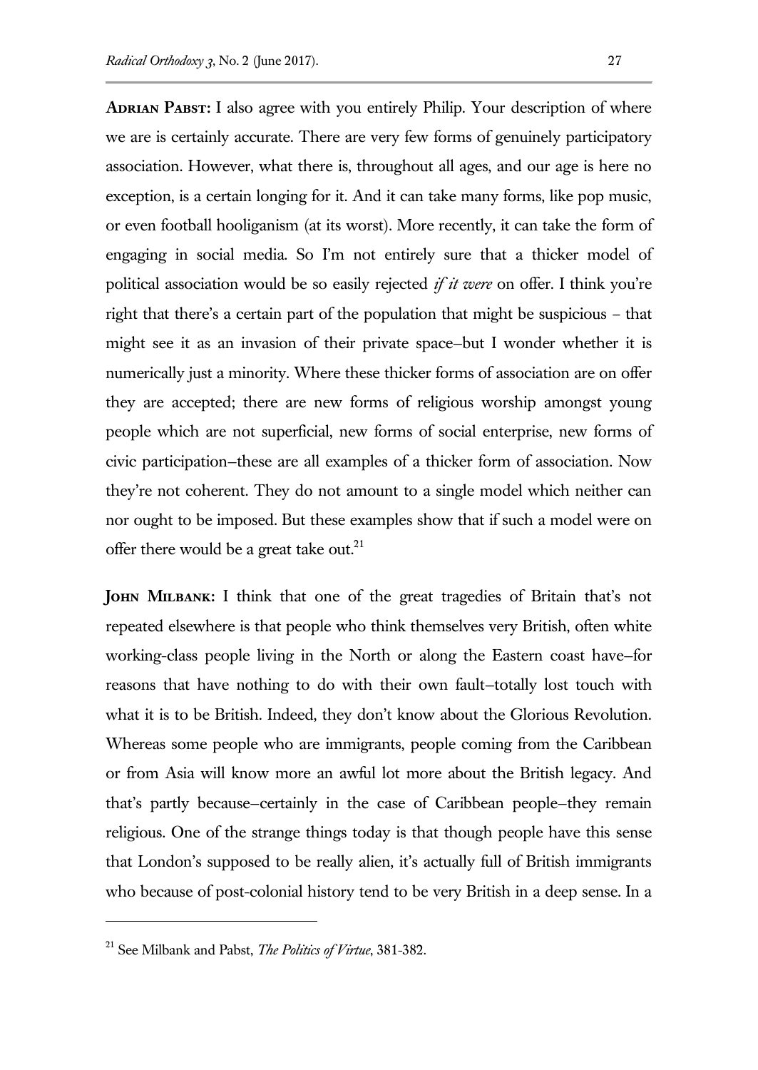**Adrian Pabst:** I also agree with you entirely Philip. Your description of where we are is certainly accurate. There are very few forms of genuinely participatory association. However, what there is, throughout all ages, and our age is here no exception, is a certain longing for it. And it can take many forms, like pop music, or even football hooliganism (at its worst). More recently, it can take the form of engaging in social media. So I'm not entirely sure that a thicker model of political association would be so easily rejected *if it were* on offer. I think you're right that there's a certain part of the population that might be suspicious – that might see it as an invasion of their private space—but I wonder whether it is numerically just a minority. Where these thicker forms of association are on offer they are accepted; there are new forms of religious worship amongst young people which are not superficial, new forms of social enterprise, new forms of civic participation—these are all examples of a thicker form of association. Now they're not coherent. They do not amount to a single model which neither can nor ought to be imposed. But these examples show that if such a model were on offer there would be a great take out.[21]

**John Milbank:** I think that one of the great tragedies of Britain that's not repeated elsewhere is that people who think themselves very British, often white working-class people living in the North or along the Eastern coast have—for reasons that have nothing to do with their own fault—totally lost touch with what it is to be British. Indeed, they don't know about the Glorious Revolution. Whereas some people who are immigrants, people coming from the Caribbean or from Asia will know more an awful lot more about the British legacy. And that's partly because—certainly in the case of Caribbean people—they remain religious. One of the strange things today is that though people have this sense that London's supposed to be really alien, it's actually full of British immigrants who because of post-colonial history tend to be very British in a deep sense. In a

---

[21] See Milbank and Pabst, *The Politics of Virtue*, 381-382.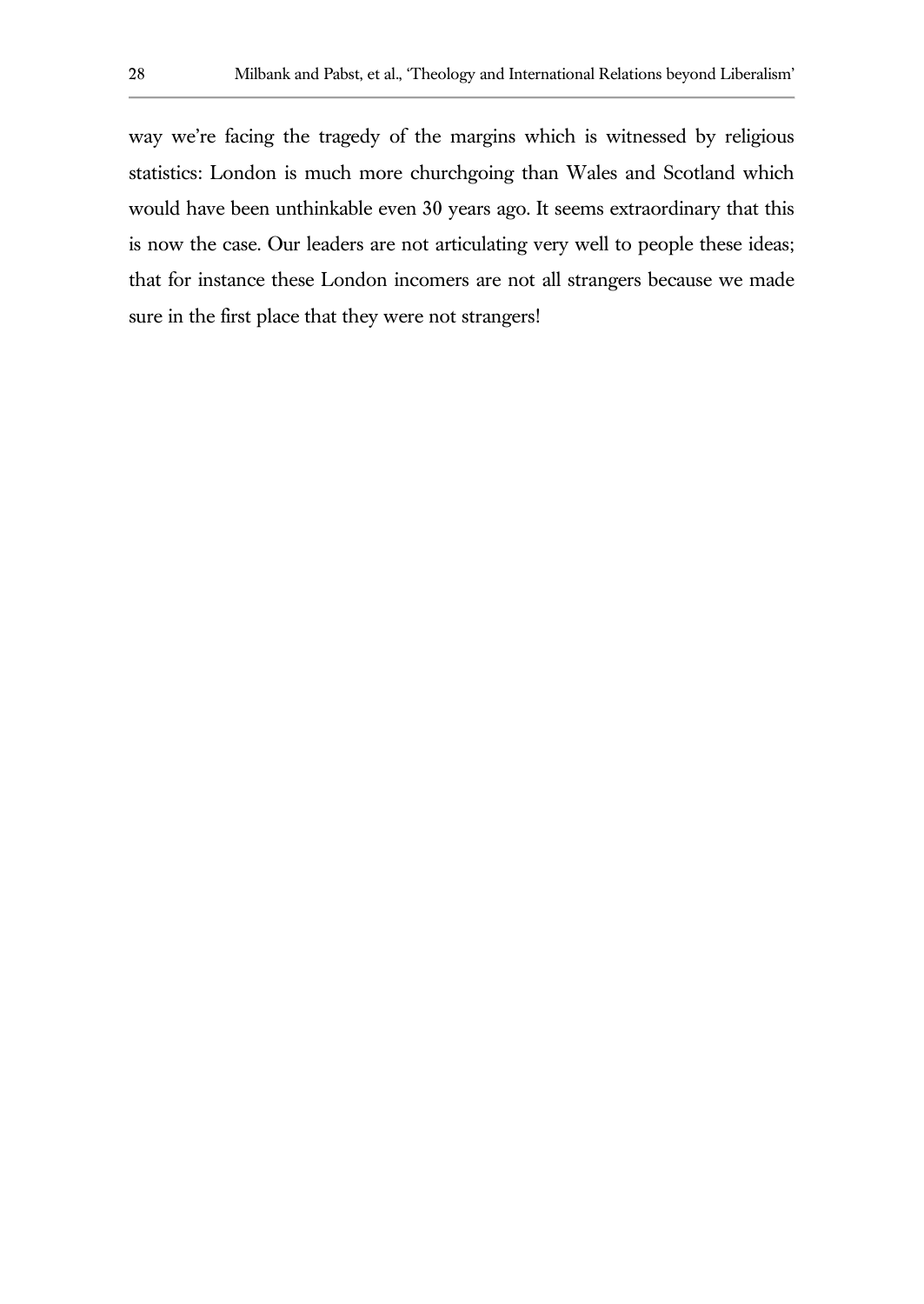way we're facing the tragedy of the margins which is witnessed by religious statistics: London is much more churchgoing than Wales and Scotland which would have been unthinkable even 30 years ago. It seems extraordinary that this is now the case. Our leaders are not articulating very well to people these ideas; that for instance these London incomers are not all strangers because we made sure in the first place that they were not strangers!